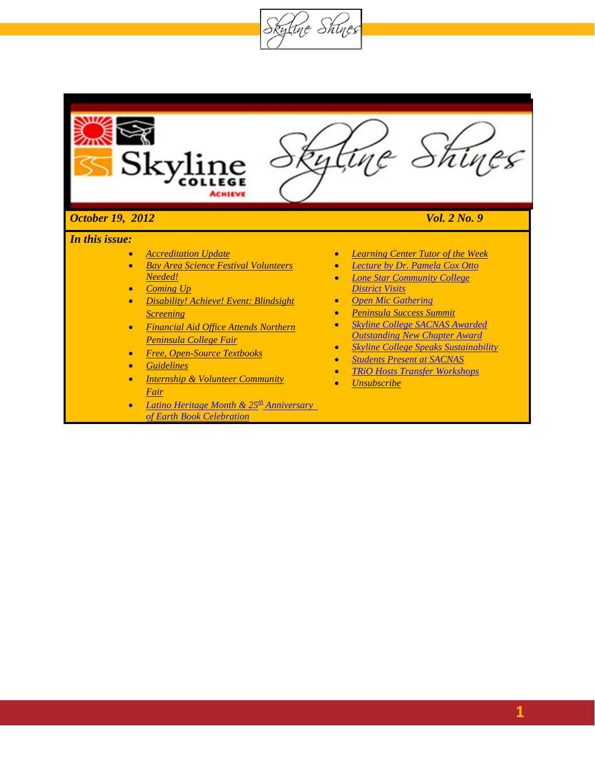# Skyline Shines

*October 19, 2012* *Vol. 2 No. 9*

***In this issue:***

- *Accreditation Update*
- *Bay Area Science Festival Volunteers Needed!*
- *Coming Up*
- *Disability! Achieve! Event: Blindsight Screening*
- *Financial Aid Office Attends Northern Peninsula College Fair*
- *Free, Open-Source Textbooks*
- *Guidelines*
- *Internship & Volunteer Community Fair*
- *Latino Heritage Month & 25th Anniversary of Earth Book Celebration*
- *Learning Center Tutor of the Week*
- *Lecture by Dr. Pamela Cox Otto*
- *Lone Star Community College District Visits*
- *Open Mic Gathering*
- *Peninsula Success Summit*
- *Skyline College SACNAS Awarded Outstanding New Chapter Award*
- *Skyline College Speaks Sustainability*
- *Students Present at SACNAS*
- *TRiO Hosts Transfer Workshops*
- *Unsubscribe*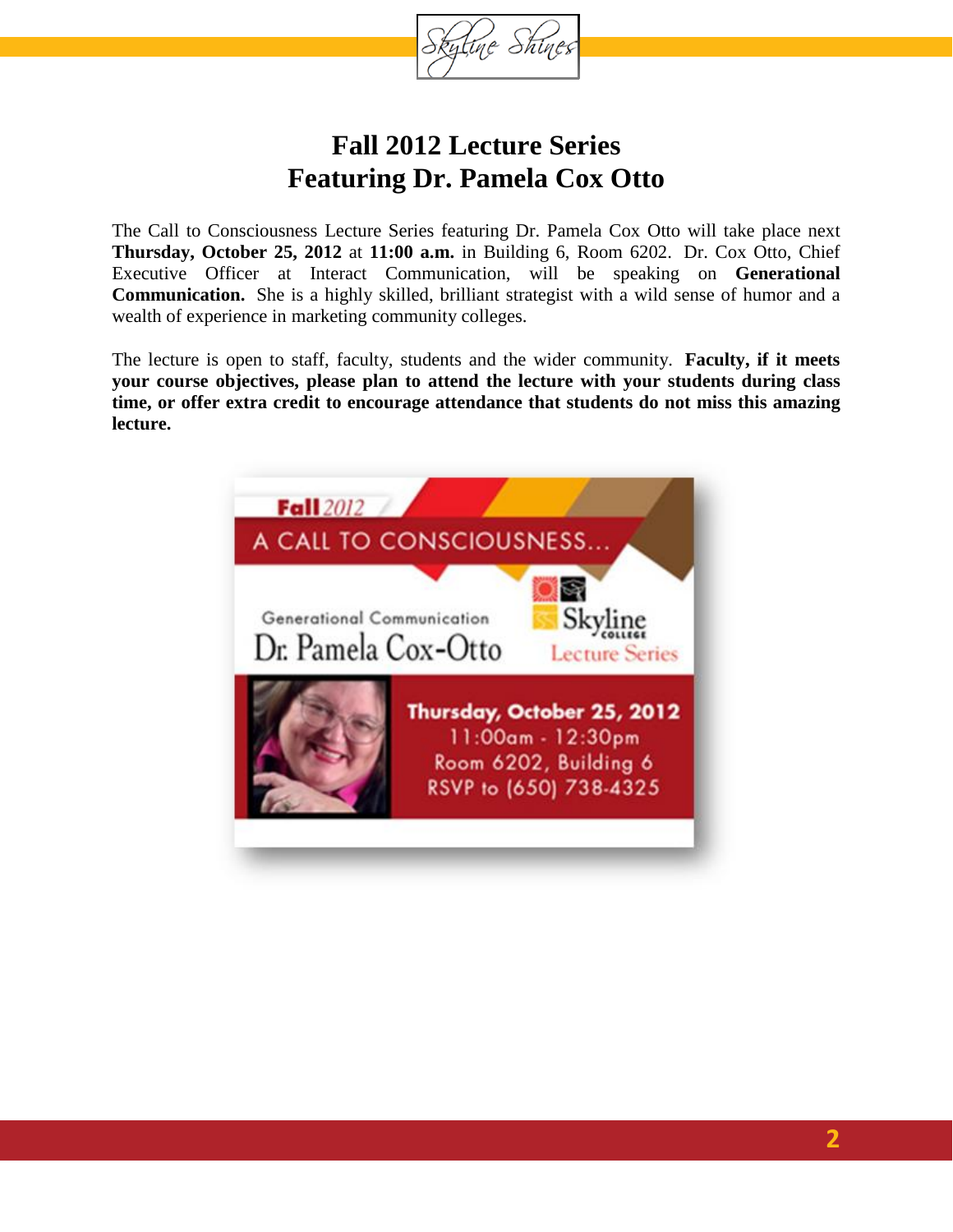# Fall 2012 Lecture Series
# Featuring Dr. Pamela Cox Otto

The Call to Consciousness Lecture Series featuring Dr. Pamela Cox Otto will take place next **Thursday, October 25, 2012** at **11:00 a.m.** in Building 6, Room 6202. Dr. Cox Otto, Chief Executive Officer at Interact Communication, will be speaking on **Generational Communication.** She is a highly skilled, brilliant strategist with a wild sense of humor and a wealth of experience in marketing community colleges.

The lecture is open to staff, faculty, students and the wider community. **Faculty, if it meets your course objectives, please plan to attend the lecture with your students during class time, or offer extra credit to encourage attendance that students do not miss this amazing lecture.**

**Fall** 2012

A CALL TO CONSCIOUSNESS...

Generational Communication

Dr. Pamela Cox-Otto

Skyline College

Lecture Series

**Thursday, October 25, 2012**

11:00am - 12:30pm

Room 6202, Building 6

RSVP to (650) 738-4325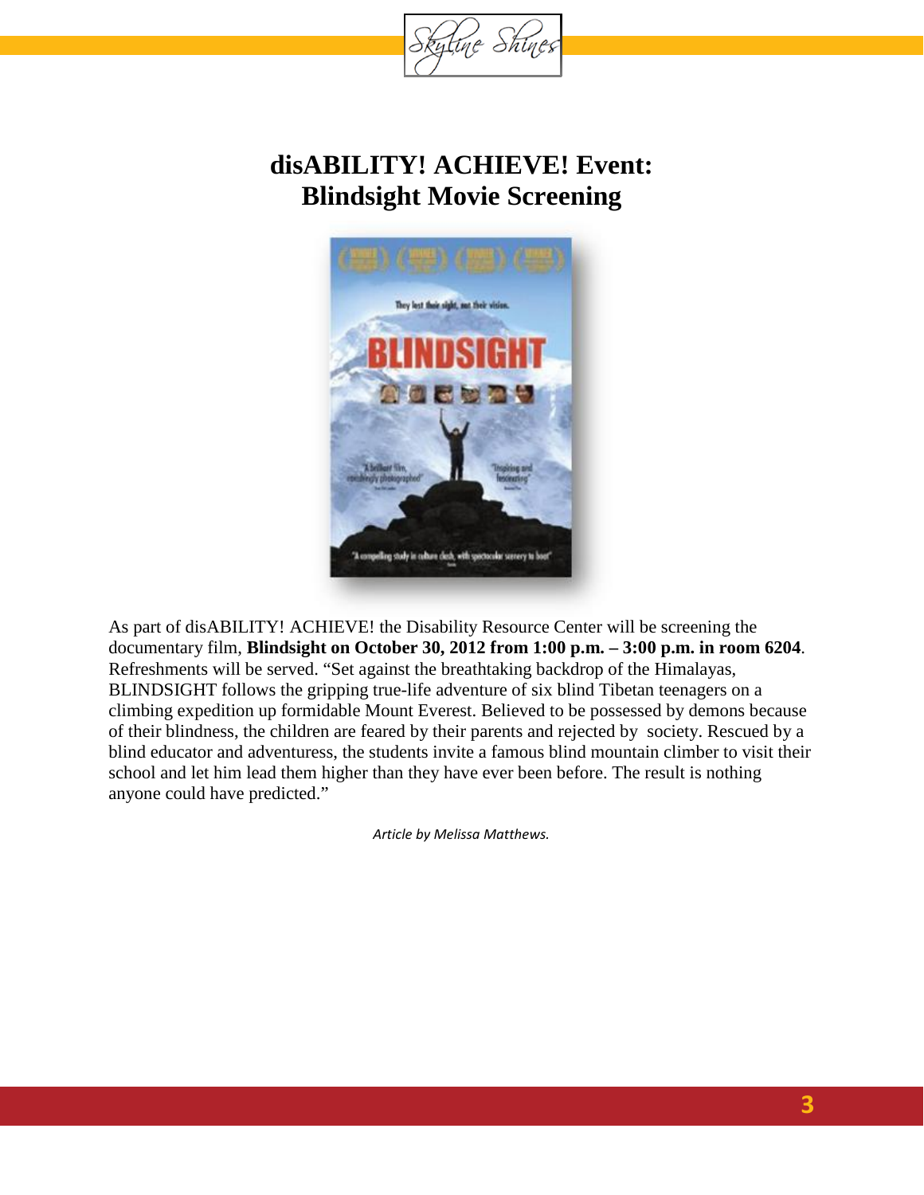# disABILITY! ACHIEVE! Event: Blindsight Movie Screening

As part of disABILITY! ACHIEVE! the Disability Resource Center will be screening the documentary film, **Blindsight on October 30, 2012 from 1:00 p.m. – 3:00 p.m. in room 6204**. Refreshments will be served. "Set against the breathtaking backdrop of the Himalayas, BLINDSIGHT follows the gripping true-life adventure of six blind Tibetan teenagers on a climbing expedition up formidable Mount Everest. Believed to be possessed by demons because of their blindness, the children are feared by their parents and rejected by society. Rescued by a blind educator and adventuress, the students invite a famous blind mountain climber to visit their school and let him lead them higher than they have ever been before. The result is nothing anyone could have predicted."

*Article by Melissa Matthews.*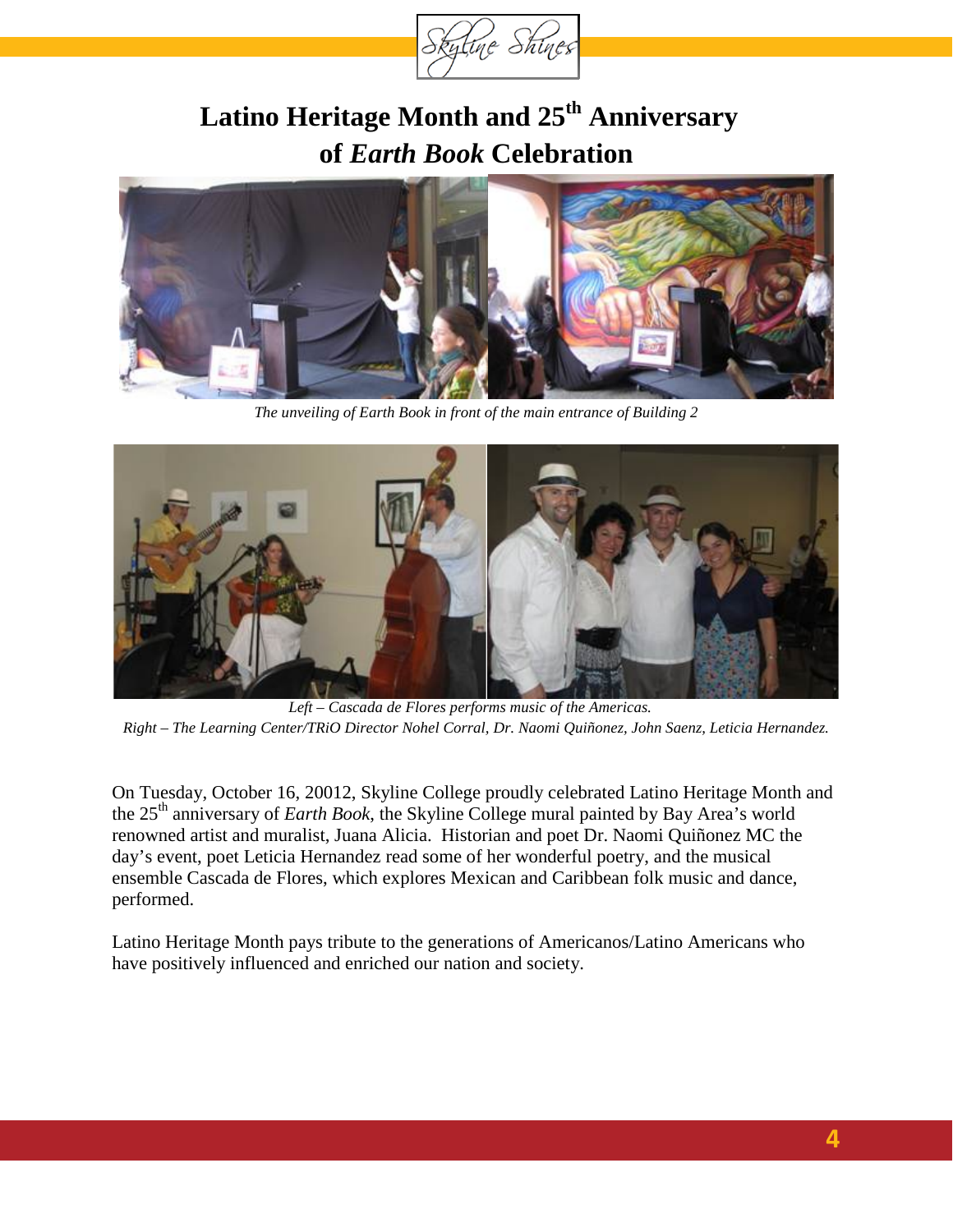# Latino Heritage Month and 25th Anniversary of *Earth Book* Celebration

*The unveiling of Earth Book in front of the main entrance of Building 2*

*Left – Cascada de Flores performs music of the Americas.*
*Right – The Learning Center/TRiO Director Nohel Corral, Dr. Naomi Quiñonez, John Saenz, Leticia Hernandez.*

On Tuesday, October 16, 20012, Skyline College proudly celebrated Latino Heritage Month and the 25th anniversary of *Earth Book*, the Skyline College mural painted by Bay Area's world renowned artist and muralist, Juana Alicia. Historian and poet Dr. Naomi Quiñonez MC the day's event, poet Leticia Hernandez read some of her wonderful poetry, and the musical ensemble Cascada de Flores, which explores Mexican and Caribbean folk music and dance, performed.

Latino Heritage Month pays tribute to the generations of Americanos/Latino Americans who have positively influenced and enriched our nation and society.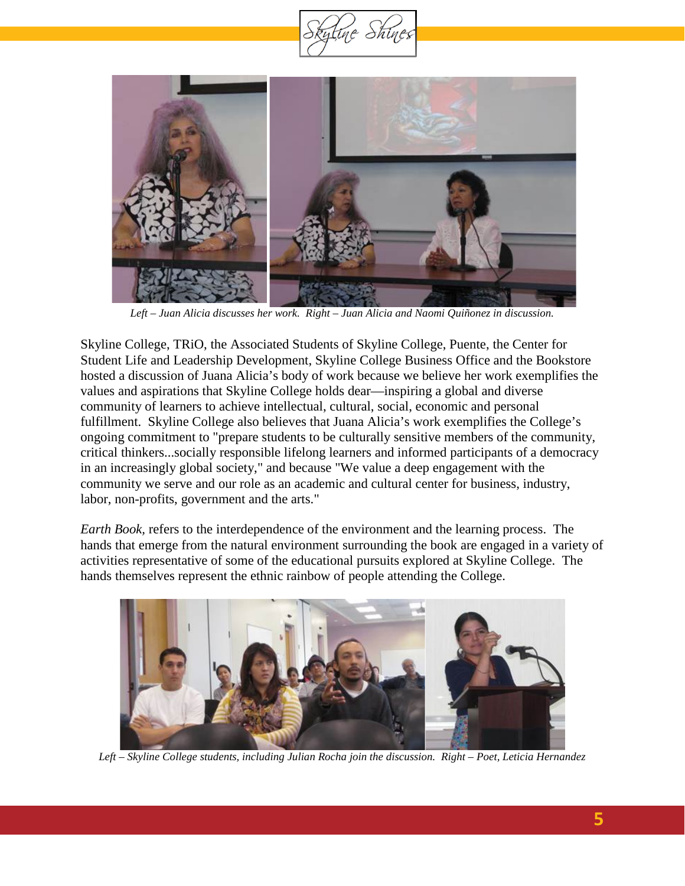*Left – Juan Alicia discusses her work. Right – Juan Alicia and Naomi Quiñonez in discussion.*

Skyline College, TRiO, the Associated Students of Skyline College, Puente, the Center for Student Life and Leadership Development, Skyline College Business Office and the Bookstore hosted a discussion of Juana Alicia's body of work because we believe her work exemplifies the values and aspirations that Skyline College holds dear—inspiring a global and diverse community of learners to achieve intellectual, cultural, social, economic and personal fulfillment. Skyline College also believes that Juana Alicia's work exemplifies the College's ongoing commitment to "prepare students to be culturally sensitive members of the community, critical thinkers...socially responsible lifelong learners and informed participants of a democracy in an increasingly global society," and because "We value a deep engagement with the community we serve and our role as an academic and cultural center for business, industry, labor, non-profits, government and the arts."

*Earth Book*, refers to the interdependence of the environment and the learning process. The hands that emerge from the natural environment surrounding the book are engaged in a variety of activities representative of some of the educational pursuits explored at Skyline College. The hands themselves represent the ethnic rainbow of people attending the College.

*Left – Skyline College students, including Julian Rocha join the discussion. Right – Poet, Leticia Hernandez*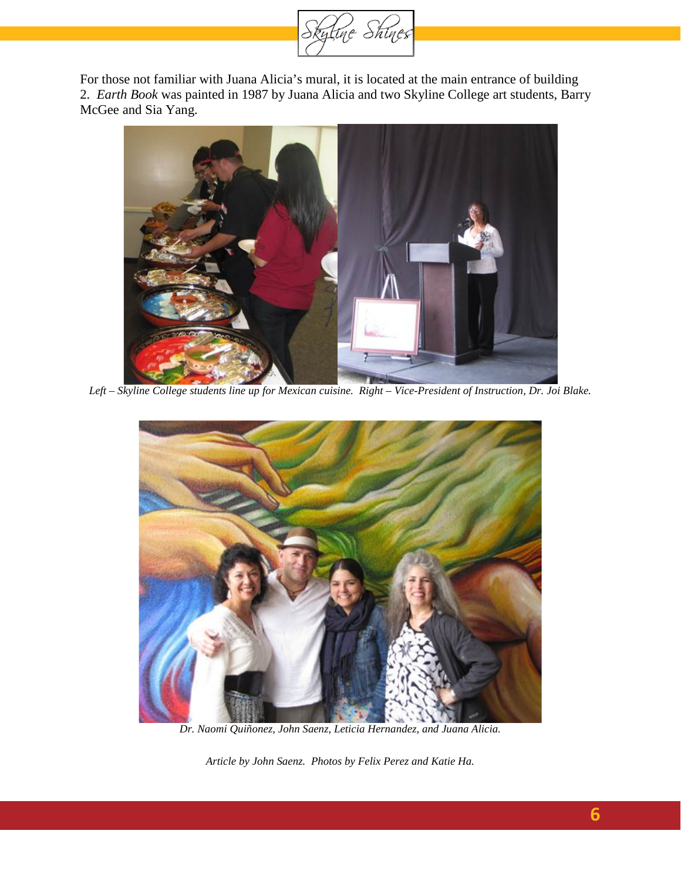For those not familiar with Juana Alicia's mural, it is located at the main entrance of building 2. *Earth Book* was painted in 1987 by Juana Alicia and two Skyline College art students, Barry McGee and Sia Yang.

*Left – Skyline College students line up for Mexican cuisine. Right – Vice-President of Instruction, Dr. Joi Blake.*

*Dr. Naomi Quiñonez, John Saenz, Leticia Hernandez, and Juana Alicia.*

*Article by John Saenz. Photos by Felix Perez and Katie Ha.*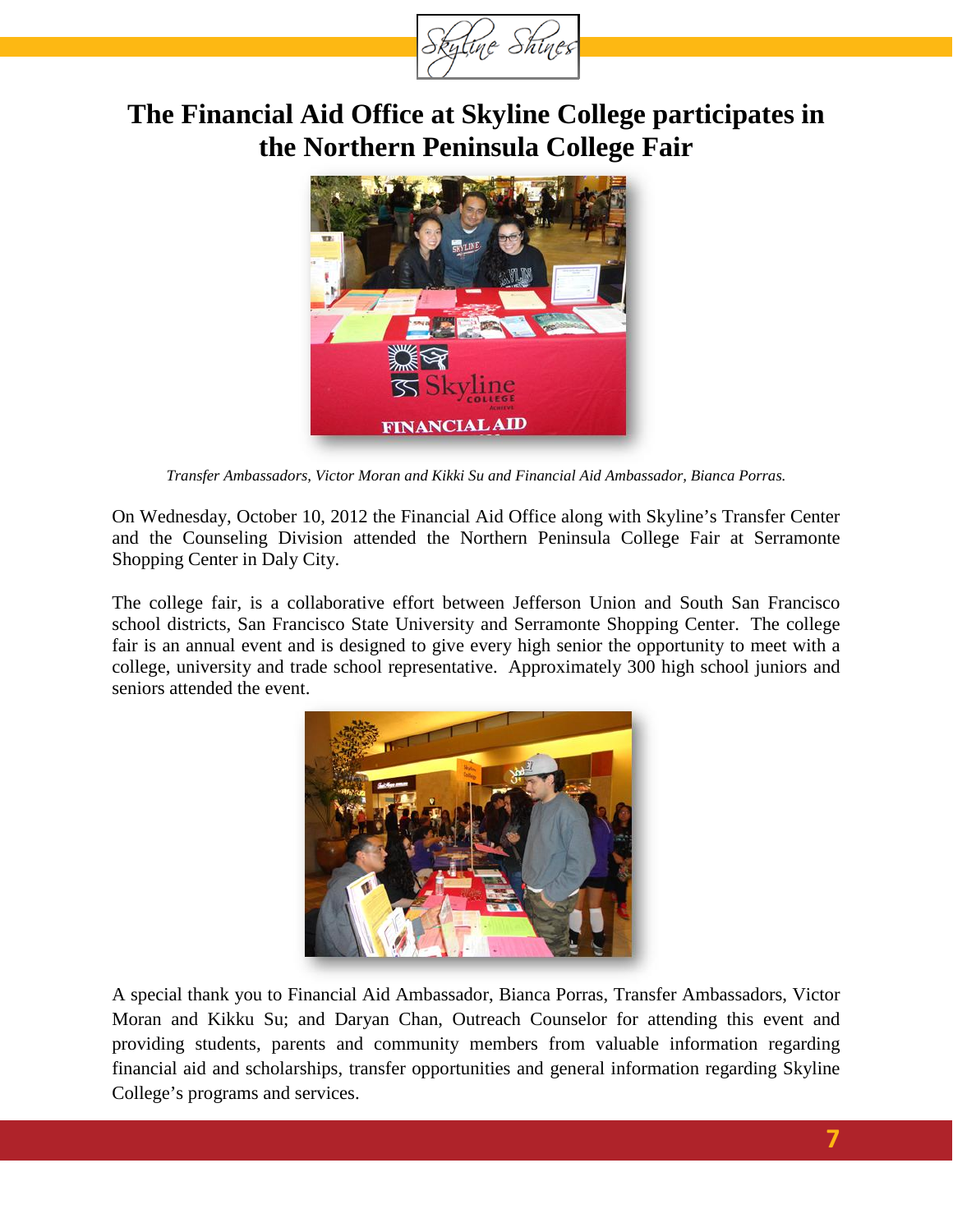# The Financial Aid Office at Skyline College participates in the Northern Peninsula College Fair

*Transfer Ambassadors, Victor Moran and Kikki Su and Financial Aid Ambassador, Bianca Porras.*

On Wednesday, October 10, 2012 the Financial Aid Office along with Skyline's Transfer Center and the Counseling Division attended the Northern Peninsula College Fair at Serramonte Shopping Center in Daly City.

The college fair, is a collaborative effort between Jefferson Union and South San Francisco school districts, San Francisco State University and Serramonte Shopping Center. The college fair is an annual event and is designed to give every high senior the opportunity to meet with a college, university and trade school representative. Approximately 300 high school juniors and seniors attended the event.

A special thank you to Financial Aid Ambassador, Bianca Porras, Transfer Ambassadors, Victor Moran and Kikku Su; and Daryan Chan, Outreach Counselor for attending this event and providing students, parents and community members from valuable information regarding financial aid and scholarships, transfer opportunities and general information regarding Skyline College's programs and services.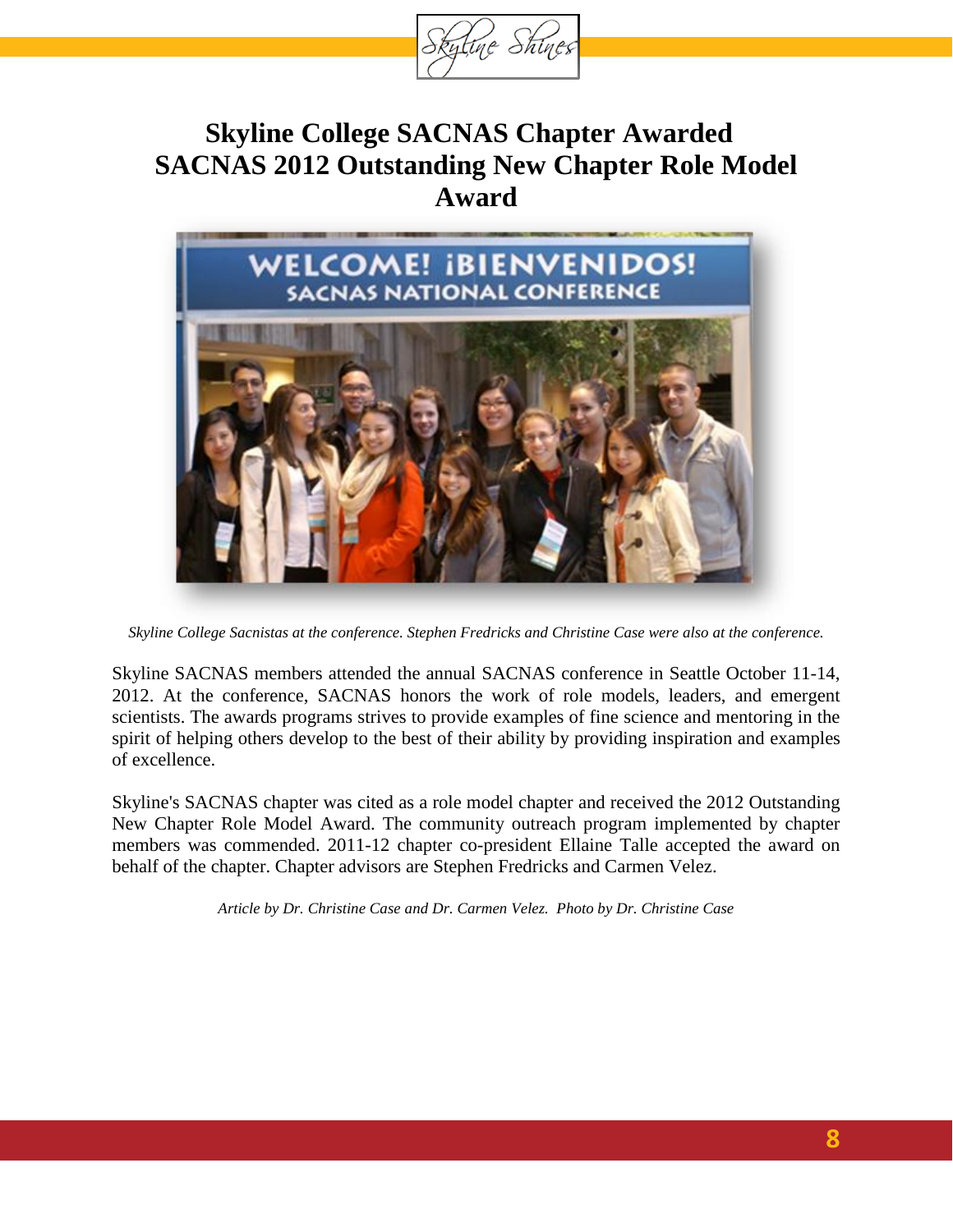# Skyline College SACNAS Chapter Awarded SACNAS 2012 Outstanding New Chapter Role Model Award

*Skyline College Sacnistas at the conference. Stephen Fredricks and Christine Case were also at the conference.*

Skyline SACNAS members attended the annual SACNAS conference in Seattle October 11-14, 2012. At the conference, SACNAS honors the work of role models, leaders, and emergent scientists. The awards programs strives to provide examples of fine science and mentoring in the spirit of helping others develop to the best of their ability by providing inspiration and examples of excellence.

Skyline's SACNAS chapter was cited as a role model chapter and received the 2012 Outstanding New Chapter Role Model Award. The community outreach program implemented by chapter members was commended. 2011-12 chapter co-president Ellaine Talle accepted the award on behalf of the chapter. Chapter advisors are Stephen Fredricks and Carmen Velez.

*Article by Dr. Christine Case and Dr. Carmen Velez. Photo by Dr. Christine Case*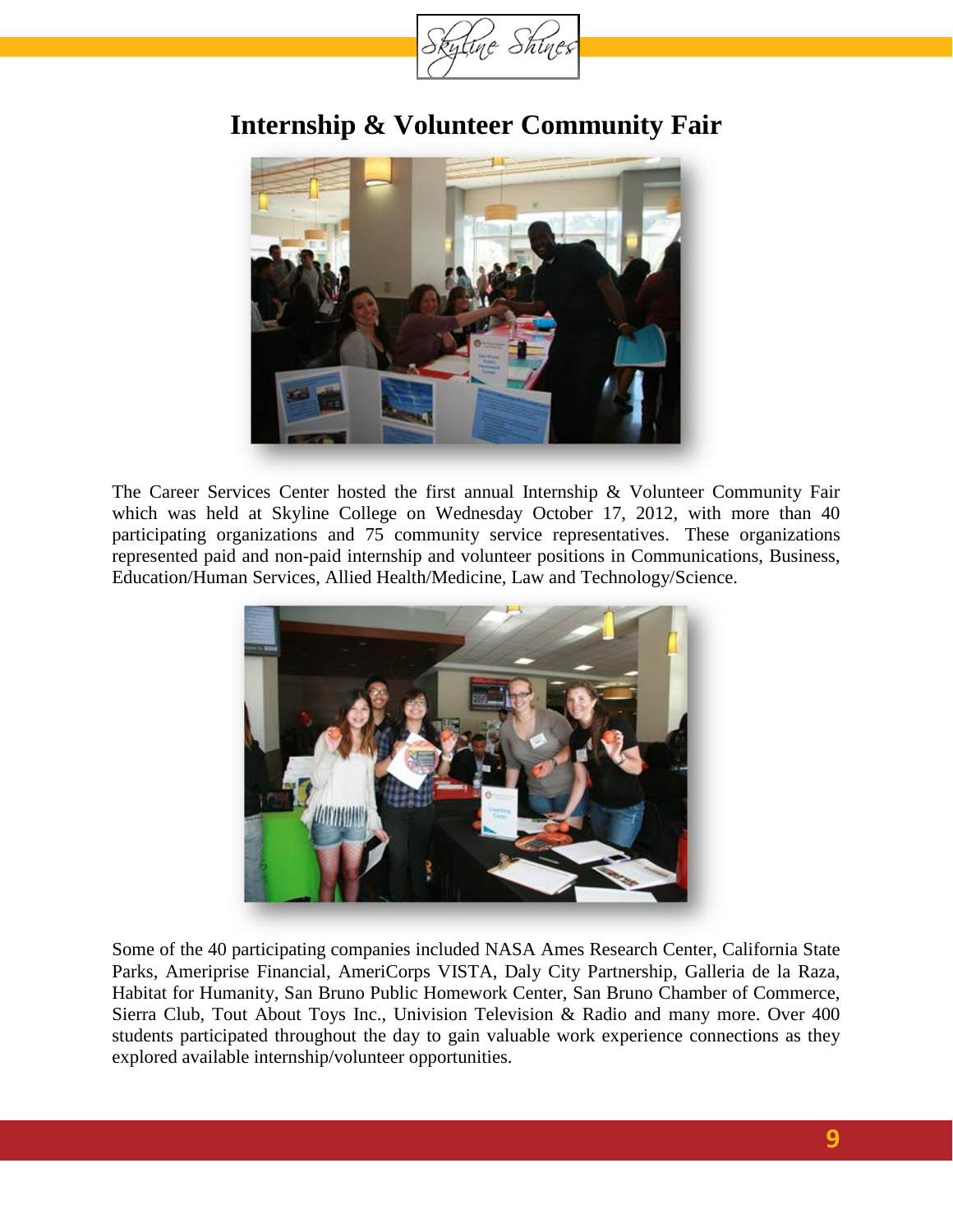# Internship & Volunteer Community Fair

The Career Services Center hosted the first annual Internship & Volunteer Community Fair which was held at Skyline College on Wednesday October 17, 2012, with more than 40 participating organizations and 75 community service representatives. These organizations represented paid and non-paid internship and volunteer positions in Communications, Business, Education/Human Services, Allied Health/Medicine, Law and Technology/Science.

Some of the 40 participating companies included NASA Ames Research Center, California State Parks, Ameriprise Financial, AmeriCorps VISTA, Daly City Partnership, Galleria de la Raza, Habitat for Humanity, San Bruno Public Homework Center, San Bruno Chamber of Commerce, Sierra Club, Tout About Toys Inc., Univision Television & Radio and many more. Over 400 students participated throughout the day to gain valuable work experience connections as they explored available internship/volunteer opportunities.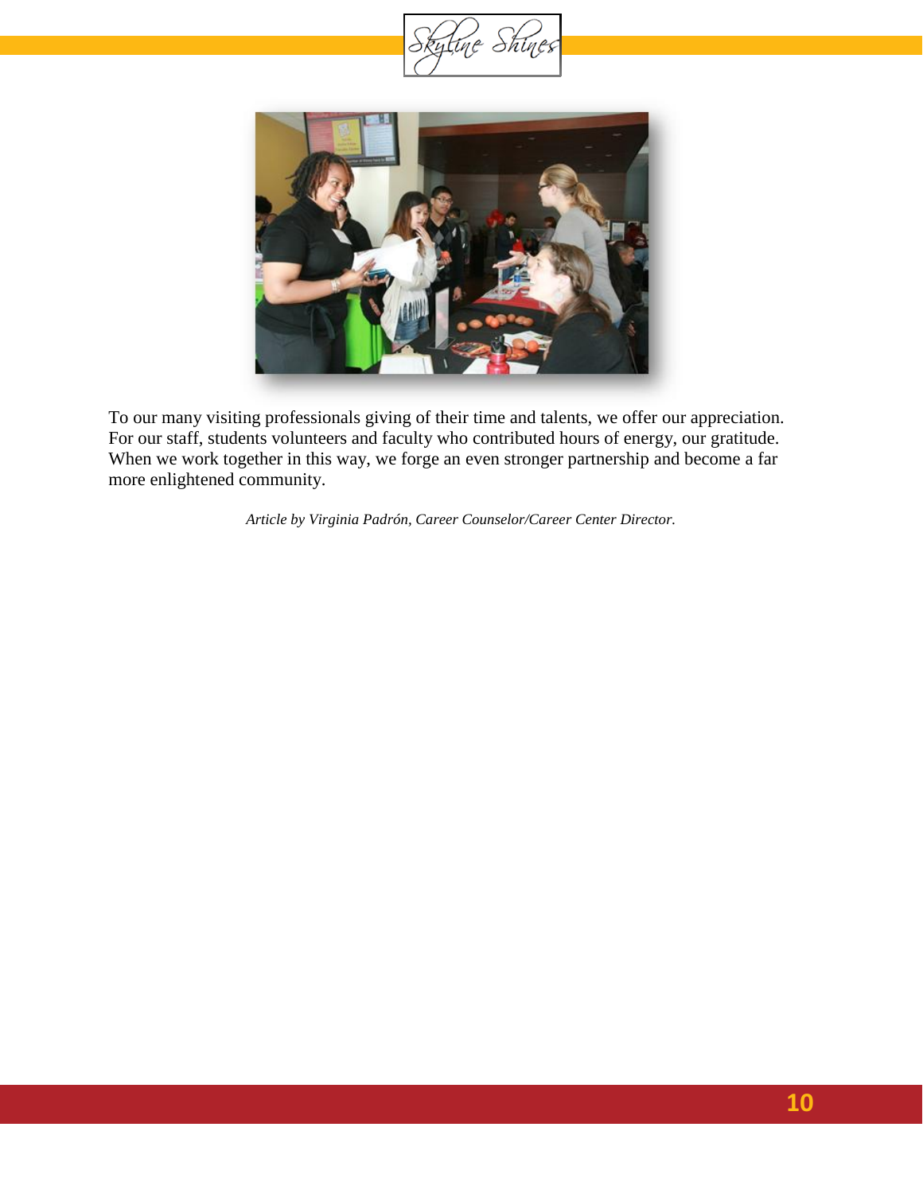To our many visiting professionals giving of their time and talents, we offer our appreciation. For our staff, students volunteers and faculty who contributed hours of energy, our gratitude. When we work together in this way, we forge an even stronger partnership and become a far more enlightened community.

*Article by Virginia Padrón, Career Counselor/Career Center Director.*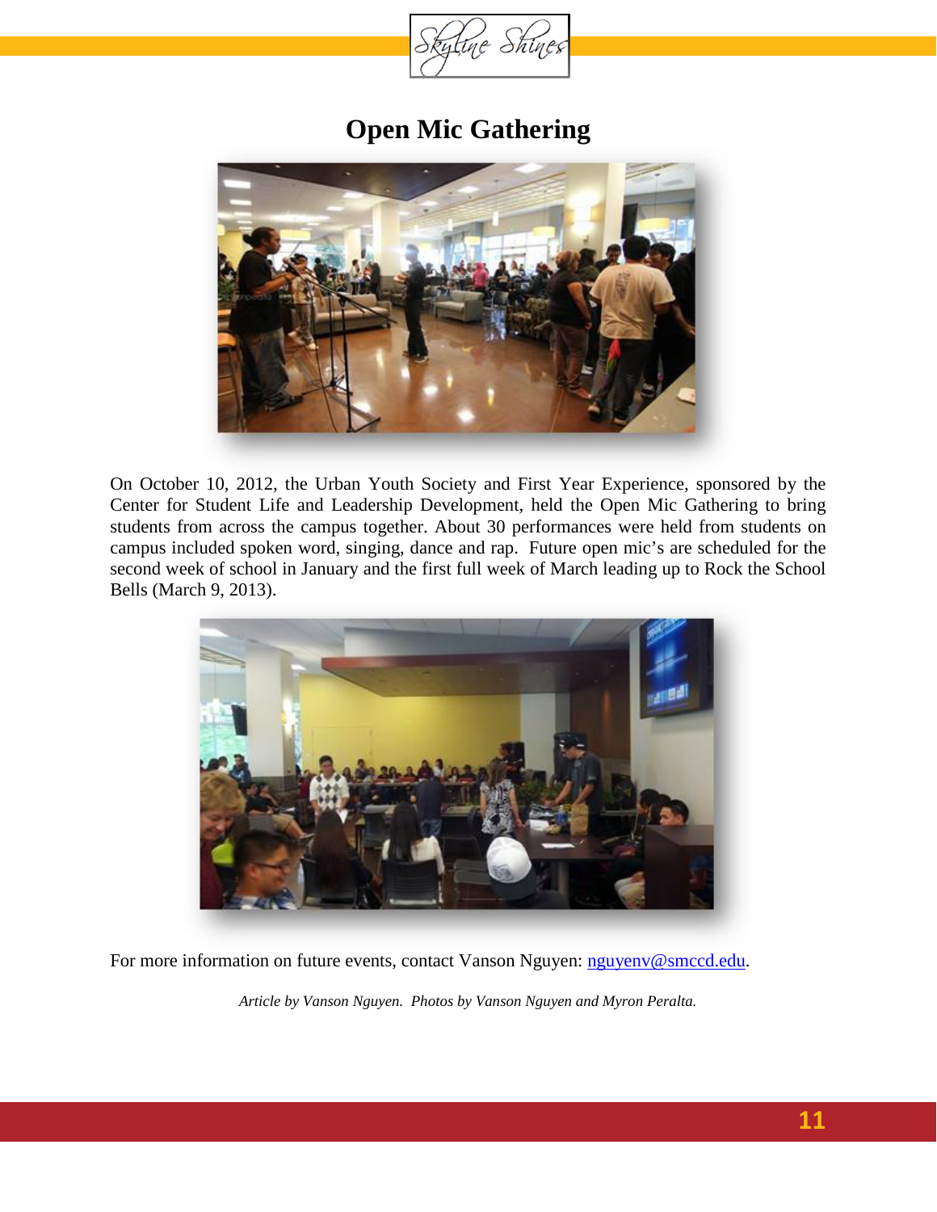# Open Mic Gathering

On October 10, 2012, the Urban Youth Society and First Year Experience, sponsored by the Center for Student Life and Leadership Development, held the Open Mic Gathering to bring students from across the campus together. About 30 performances were held from students on campus included spoken word, singing, dance and rap. Future open mic's are scheduled for the second week of school in January and the first full week of March leading up to Rock the School Bells (March 9, 2013).

For more information on future events, contact Vanson Nguyen: nguyenv@smccd.edu.

*Article by Vanson Nguyen. Photos by Vanson Nguyen and Myron Peralta.*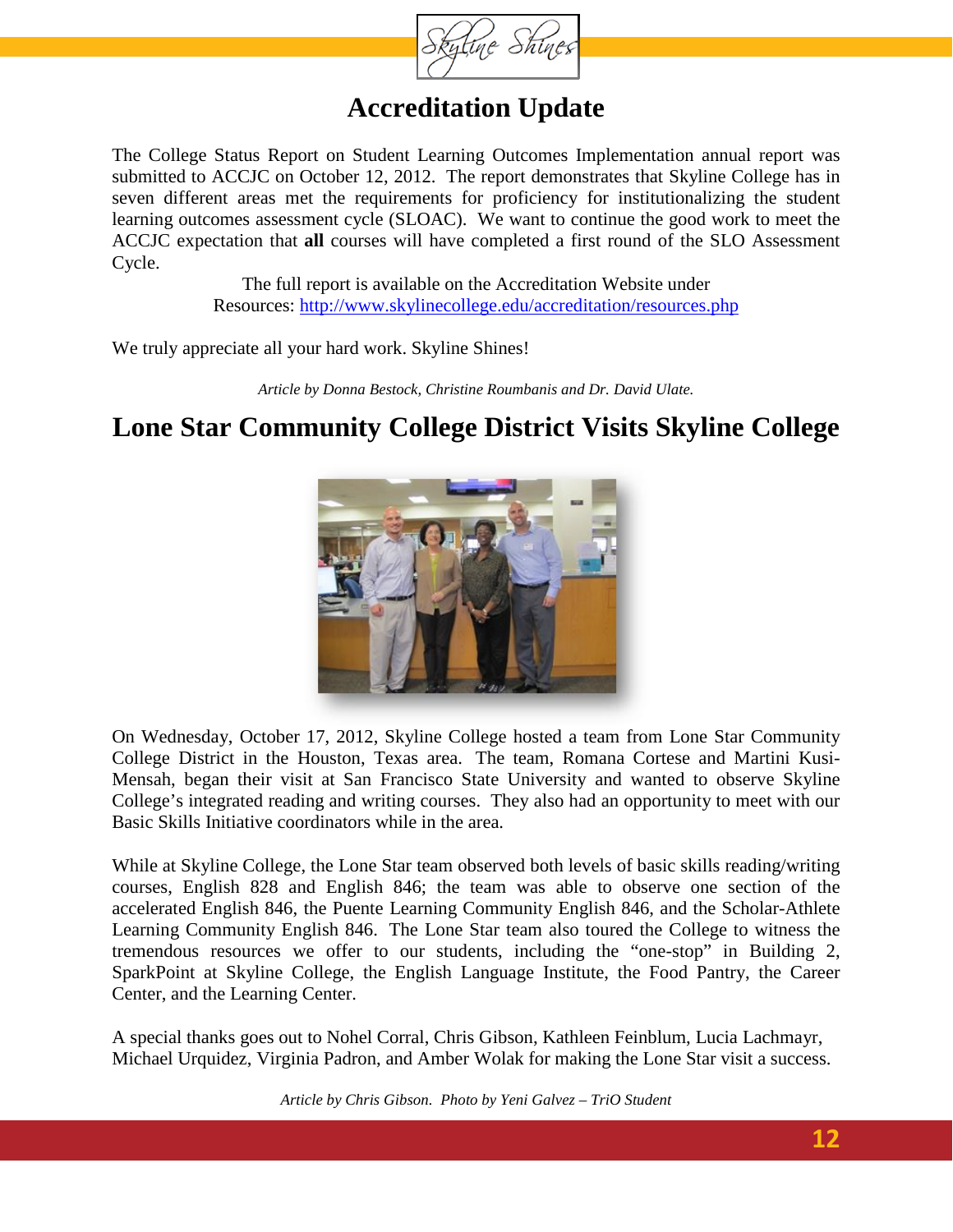# Accreditation Update

The College Status Report on Student Learning Outcomes Implementation annual report was submitted to ACCJC on October 12, 2012. The report demonstrates that Skyline College has in seven different areas met the requirements for proficiency for institutionalizing the student learning outcomes assessment cycle (SLOAC). We want to continue the good work to meet the ACCJC expectation that **all** courses will have completed a first round of the SLO Assessment Cycle.

The full report is available on the Accreditation Website under Resources: http://www.skylinecollege.edu/accreditation/resources.php

We truly appreciate all your hard work. Skyline Shines!

*Article by Donna Bestock, Christine Roumbanis and Dr. David Ulate.*

# Lone Star Community College District Visits Skyline College

On Wednesday, October 17, 2012, Skyline College hosted a team from Lone Star Community College District in the Houston, Texas area. The team, Romana Cortese and Martini Kusi-Mensah, began their visit at San Francisco State University and wanted to observe Skyline College's integrated reading and writing courses. They also had an opportunity to meet with our Basic Skills Initiative coordinators while in the area.

While at Skyline College, the Lone Star team observed both levels of basic skills reading/writing courses, English 828 and English 846; the team was able to observe one section of the accelerated English 846, the Puente Learning Community English 846, and the Scholar-Athlete Learning Community English 846. The Lone Star team also toured the College to witness the tremendous resources we offer to our students, including the "one-stop" in Building 2, SparkPoint at Skyline College, the English Language Institute, the Food Pantry, the Career Center, and the Learning Center.

A special thanks goes out to Nohel Corral, Chris Gibson, Kathleen Feinblum, Lucia Lachmayr, Michael Urquidez, Virginia Padron, and Amber Wolak for making the Lone Star visit a success.

*Article by Chris Gibson. Photo by Yeni Galvez – TriO Student*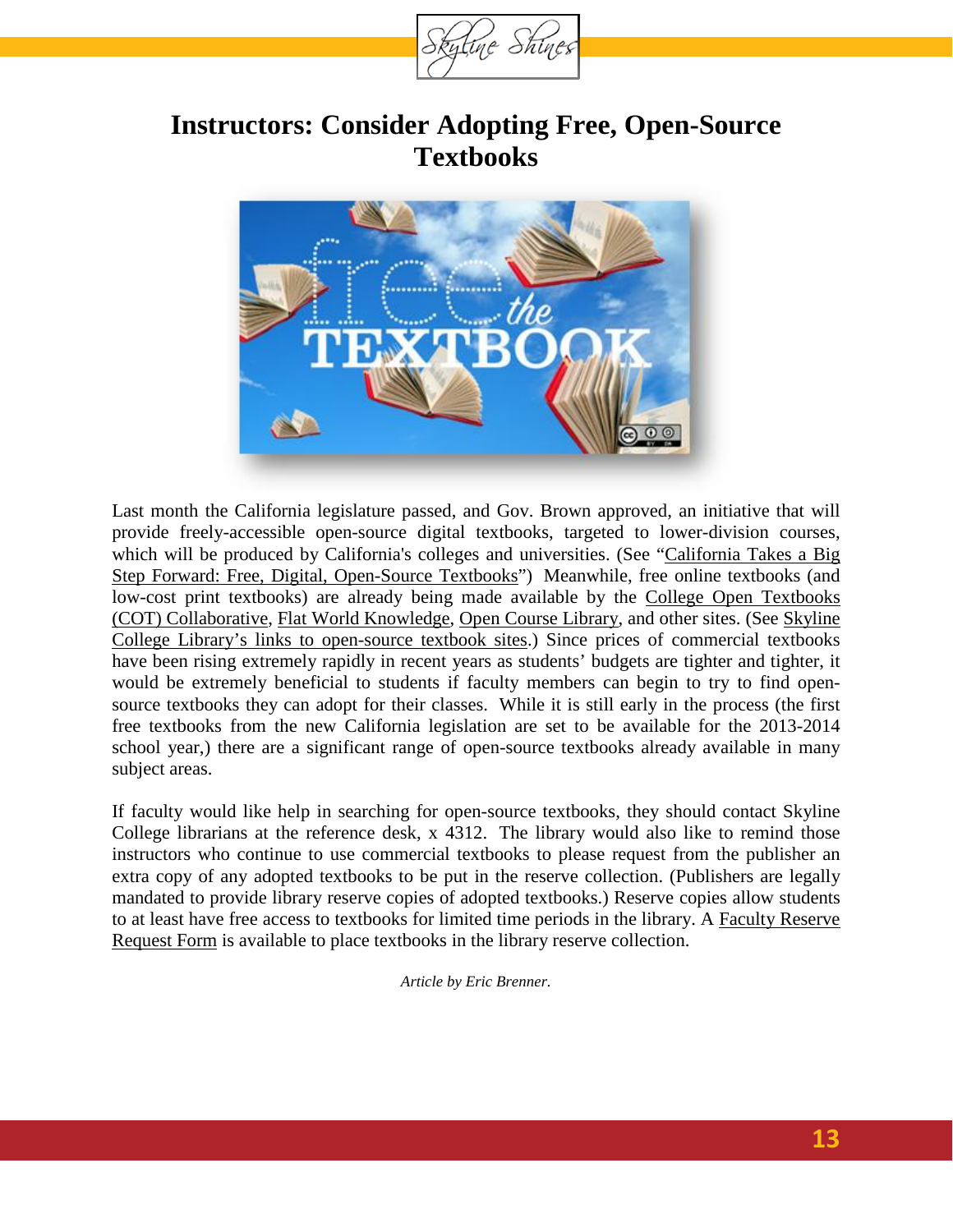# Instructors: Consider Adopting Free, Open-Source Textbooks

Last month the California legislature passed, and Gov. Brown approved, an initiative that will provide freely-accessible open-source digital textbooks, targeted to lower-division courses, which will be produced by California's colleges and universities. (See "California Takes a Big Step Forward: Free, Digital, Open-Source Textbooks") Meanwhile, free online textbooks (and low-cost print textbooks) are already being made available by the College Open Textbooks (COT) Collaborative, Flat World Knowledge, Open Course Library, and other sites. (See Skyline College Library's links to open-source textbook sites.) Since prices of commercial textbooks have been rising extremely rapidly in recent years as students' budgets are tighter and tighter, it would be extremely beneficial to students if faculty members can begin to try to find open-source textbooks they can adopt for their classes. While it is still early in the process (the first free textbooks from the new California legislation are set to be available for the 2013-2014 school year,) there are a significant range of open-source textbooks already available in many subject areas.

If faculty would like help in searching for open-source textbooks, they should contact Skyline College librarians at the reference desk, x 4312. The library would also like to remind those instructors who continue to use commercial textbooks to please request from the publisher an extra copy of any adopted textbooks to be put in the reserve collection. (Publishers are legally mandated to provide library reserve copies of adopted textbooks.) Reserve copies allow students to at least have free access to textbooks for limited time periods in the library. A Faculty Reserve Request Form is available to place textbooks in the library reserve collection.

*Article by Eric Brenner.*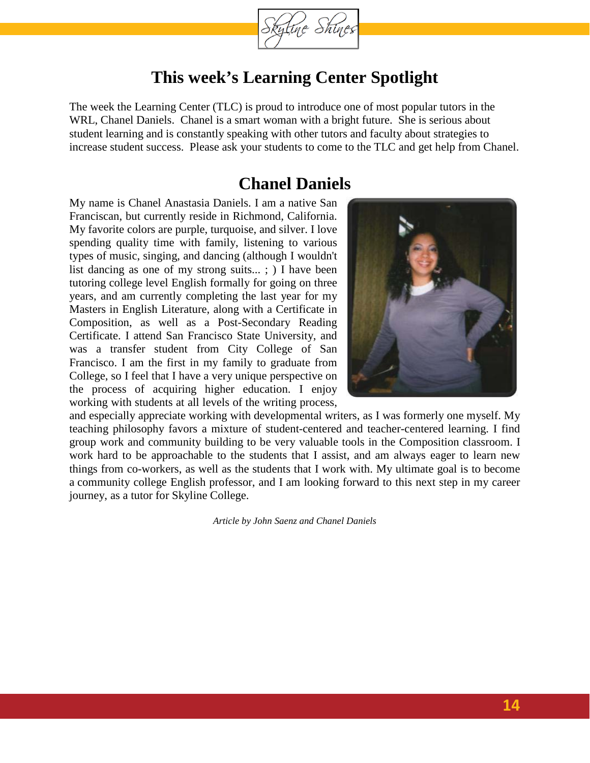# This week's Learning Center Spotlight

The week the Learning Center (TLC) is proud to introduce one of most popular tutors in the WRL, Chanel Daniels. Chanel is a smart woman with a bright future. She is serious about student learning and is constantly speaking with other tutors and faculty about strategies to increase student success. Please ask your students to come to the TLC and get help from Chanel.

## Chanel Daniels

My name is Chanel Anastasia Daniels. I am a native San Franciscan, but currently reside in Richmond, California. My favorite colors are purple, turquoise, and silver. I love spending quality time with family, listening to various types of music, singing, and dancing (although I wouldn't list dancing as one of my strong suits... ; ) I have been tutoring college level English formally for going on three years, and am currently completing the last year for my Masters in English Literature, along with a Certificate in Composition, as well as a Post-Secondary Reading Certificate. I attend San Francisco State University, and was a transfer student from City College of San Francisco. I am the first in my family to graduate from College, so I feel that I have a very unique perspective on the process of acquiring higher education. I enjoy working with students at all levels of the writing process, and especially appreciate working with developmental writers, as I was formerly one myself. My teaching philosophy favors a mixture of student-centered and teacher-centered learning. I find group work and community building to be very valuable tools in the Composition classroom. I work hard to be approachable to the students that I assist, and am always eager to learn new things from co-workers, as well as the students that I work with. My ultimate goal is to become a community college English professor, and I am looking forward to this next step in my career journey, as a tutor for Skyline College.

*Article by John Saenz and Chanel Daniels*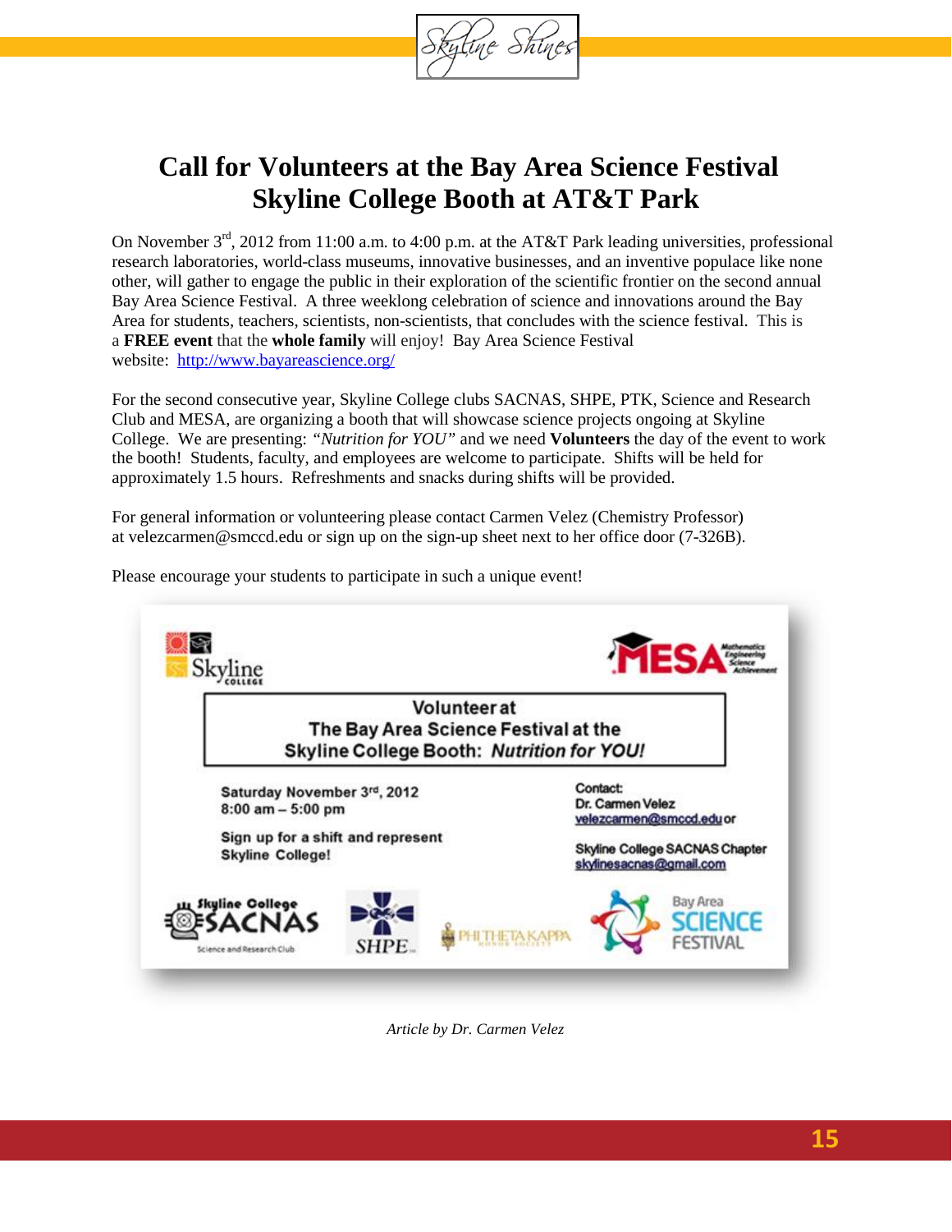# Call for Volunteers at the Bay Area Science Festival Skyline College Booth at AT&T Park

On November 3rd, 2012 from 11:00 a.m. to 4:00 p.m. at the AT&T Park leading universities, professional research laboratories, world-class museums, innovative businesses, and an inventive populace like none other, will gather to engage the public in their exploration of the scientific frontier on the second annual Bay Area Science Festival. A three weeklong celebration of science and innovations around the Bay Area for students, teachers, scientists, non-scientists, that concludes with the science festival. This is a **FREE event** that the **whole family** will enjoy! Bay Area Science Festival website: http://www.bayareascience.org/

For the second consecutive year, Skyline College clubs SACNAS, SHPE, PTK, Science and Research Club and MESA, are organizing a booth that will showcase science projects ongoing at Skyline College. We are presenting: *"Nutrition for YOU"* and we need **Volunteers** the day of the event to work the booth! Students, faculty, and employees are welcome to participate. Shifts will be held for approximately 1.5 hours. Refreshments and snacks during shifts will be provided.

For general information or volunteering please contact Carmen Velez (Chemistry Professor) at velezcarmen@smccd.edu or sign up on the sign-up sheet next to her office door (7-326B).

Please encourage your students to participate in such a unique event!

Skyline College | MESA Mathematics Engineering Science Achievement

**Volunteer at The Bay Area Science Festival at the Skyline College Booth: *Nutrition for YOU!***

Saturday November 3rd, 2012
8:00 am – 5:00 pm

Sign up for a shift and represent Skyline College!

Contact:
Dr. Carmen Velez
velezcarmen@smccd.edu or

Skyline College SACNAS Chapter
skylinesacnas@gmail.com

Skyline College SACNAS | Science and Research Club | SHPE | Phi Theta Kappa Honor Society | Bay Area Science Festival

*Article by Dr. Carmen Velez*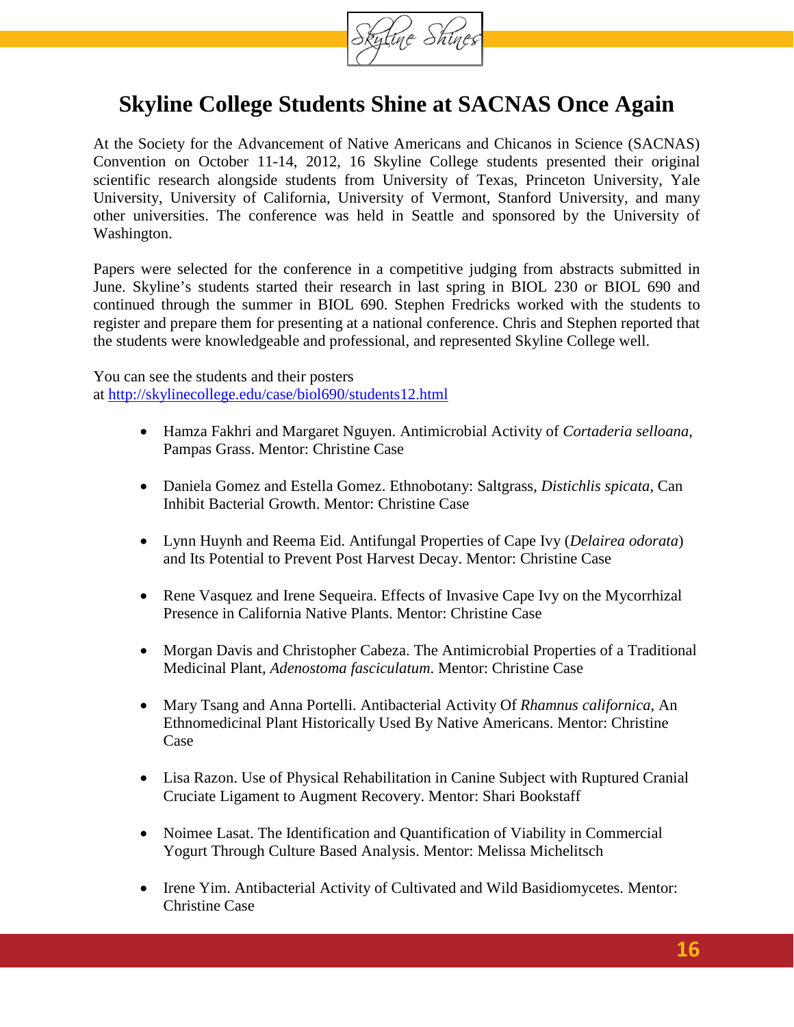# Skyline College Students Shine at SACNAS Once Again

At the Society for the Advancement of Native Americans and Chicanos in Science (SACNAS) Convention on October 11-14, 2012, 16 Skyline College students presented their original scientific research alongside students from University of Texas, Princeton University, Yale University, University of California, University of Vermont, Stanford University, and many other universities. The conference was held in Seattle and sponsored by the University of Washington.

Papers were selected for the conference in a competitive judging from abstracts submitted in June. Skyline's students started their research in last spring in BIOL 230 or BIOL 690 and continued through the summer in BIOL 690. Stephen Fredricks worked with the students to register and prepare them for presenting at a national conference. Chris and Stephen reported that the students were knowledgeable and professional, and represented Skyline College well.

You can see the students and their posters at [http://skylinecollege.edu/case/biol690/students12.html](http://skylinecollege.edu/case/biol690/students12.html)

- Hamza Fakhri and Margaret Nguyen. Antimicrobial Activity of *Cortaderia selloana*, Pampas Grass. Mentor: Christine Case
- Daniela Gomez and Estella Gomez. Ethnobotany: Saltgrass, *Distichlis spicata*, Can Inhibit Bacterial Growth. Mentor: Christine Case
- Lynn Huynh and Reema Eid. Antifungal Properties of Cape Ivy (*Delairea odorata*) and Its Potential to Prevent Post Harvest Decay. Mentor: Christine Case
- Rene Vasquez and Irene Sequeira. Effects of Invasive Cape Ivy on the Mycorrhizal Presence in California Native Plants. Mentor: Christine Case
- Morgan Davis and Christopher Cabeza. The Antimicrobial Properties of a Traditional Medicinal Plant, *Adenostoma fasciculatum*. Mentor: Christine Case
- Mary Tsang and Anna Portelli. Antibacterial Activity Of *Rhamnus californica*, An Ethnomedicinal Plant Historically Used By Native Americans. Mentor: Christine Case
- Lisa Razon. Use of Physical Rehabilitation in Canine Subject with Ruptured Cranial Cruciate Ligament to Augment Recovery. Mentor: Shari Bookstaff
- Noimee Lasat. The Identification and Quantification of Viability in Commercial Yogurt Through Culture Based Analysis. Mentor: Melissa Michelitsch
- Irene Yim. Antibacterial Activity of Cultivated and Wild Basidiomycetes. Mentor: Christine Case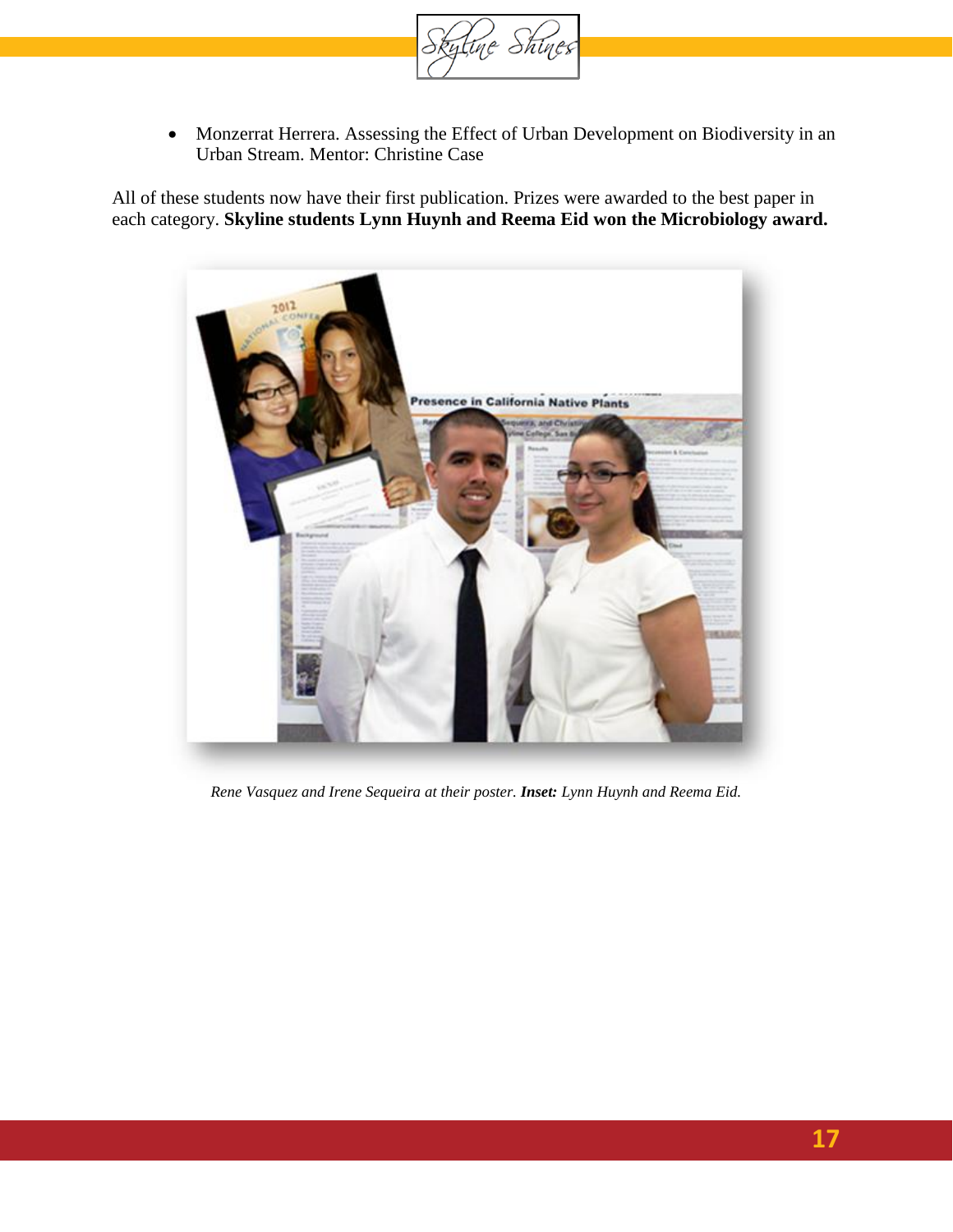- Monzerrat Herrera. Assessing the Effect of Urban Development on Biodiversity in an Urban Stream. Mentor: Christine Case

All of these students now have their first publication. Prizes were awarded to the best paper in each category. **Skyline students Lynn Huynh and Reema Eid won the Microbiology award.**

*Rene Vasquez and Irene Sequeira at their poster.* ***Inset:*** *Lynn Huynh and Reema Eid.*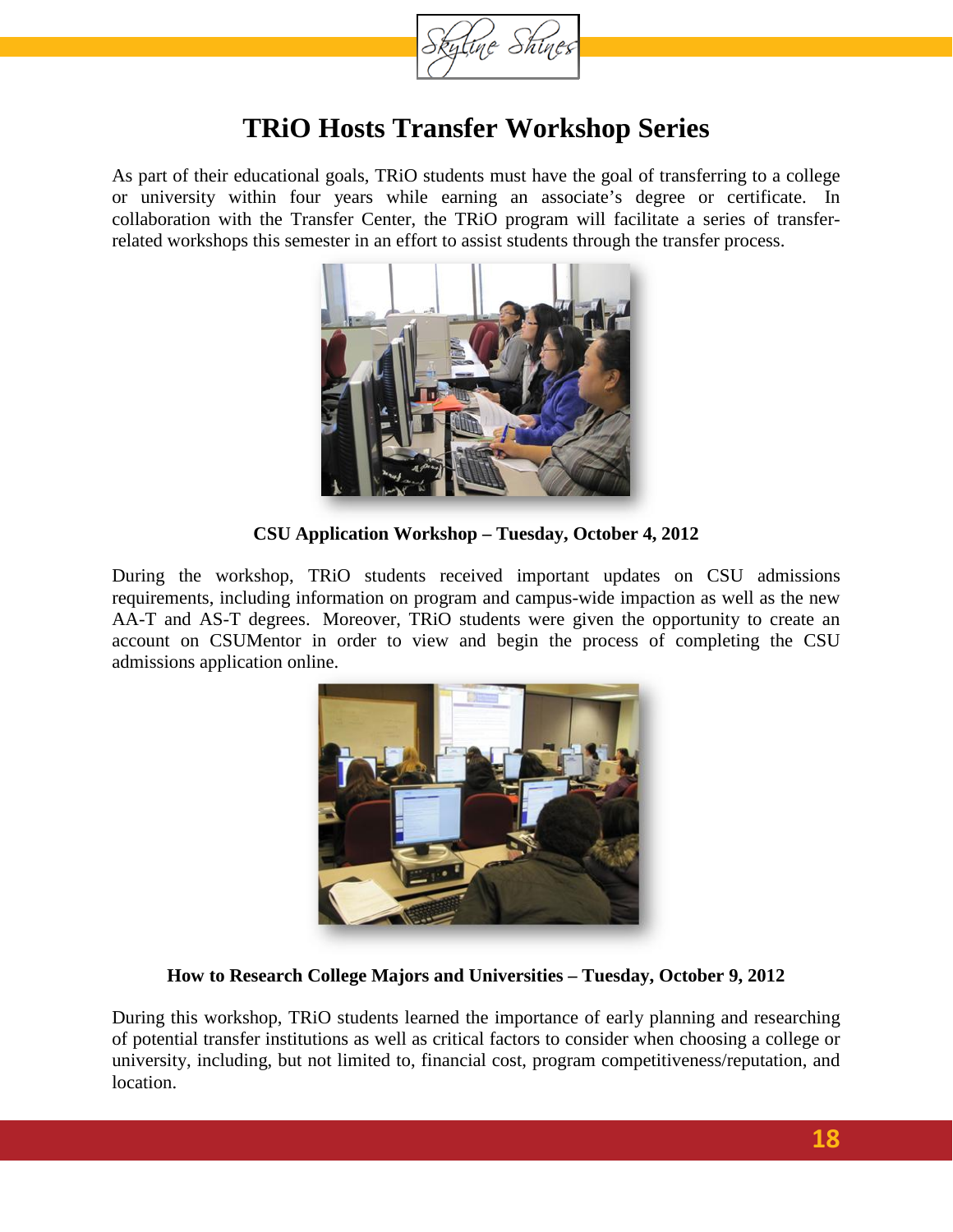# TRiO Hosts Transfer Workshop Series

As part of their educational goals, TRiO students must have the goal of transferring to a college or university within four years while earning an associate's degree or certificate. In collaboration with the Transfer Center, the TRiO program will facilitate a series of transfer-related workshops this semester in an effort to assist students through the transfer process.

**CSU Application Workshop – Tuesday, October 4, 2012**

During the workshop, TRiO students received important updates on CSU admissions requirements, including information on program and campus-wide impaction as well as the new AA-T and AS-T degrees. Moreover, TRiO students were given the opportunity to create an account on CSUMentor in order to view and begin the process of completing the CSU admissions application online.

**How to Research College Majors and Universities – Tuesday, October 9, 2012**

During this workshop, TRiO students learned the importance of early planning and researching of potential transfer institutions as well as critical factors to consider when choosing a college or university, including, but not limited to, financial cost, program competitiveness/reputation, and location.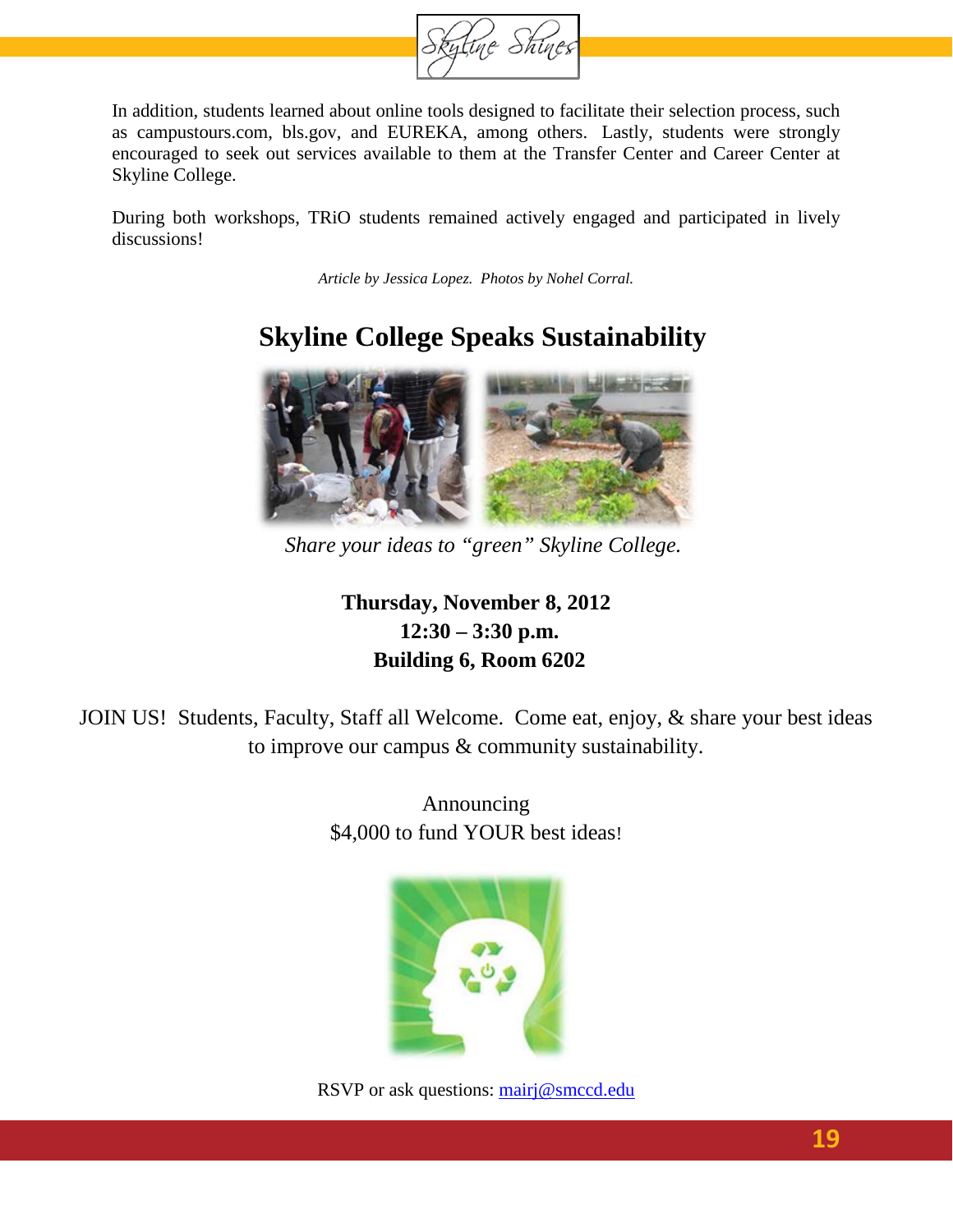In addition, students learned about online tools designed to facilitate their selection process, such as campustours.com, bls.gov, and EUREKA, among others. Lastly, students were strongly encouraged to seek out services available to them at the Transfer Center and Career Center at Skyline College.

During both workshops, TRiO students remained actively engaged and participated in lively discussions!

*Article by Jessica Lopez. Photos by Nohel Corral.*

## Skyline College Speaks Sustainability

*Share your ideas to "green" Skyline College.*

**Thursday, November 8, 2012**
**12:30 – 3:30 p.m.**
**Building 6, Room 6202**

JOIN US! Students, Faculty, Staff all Welcome. Come eat, enjoy, & share your best ideas to improve our campus & community sustainability.

Announcing
$4,000 to fund YOUR best ideas!

RSVP or ask questions: mairj@smccd.edu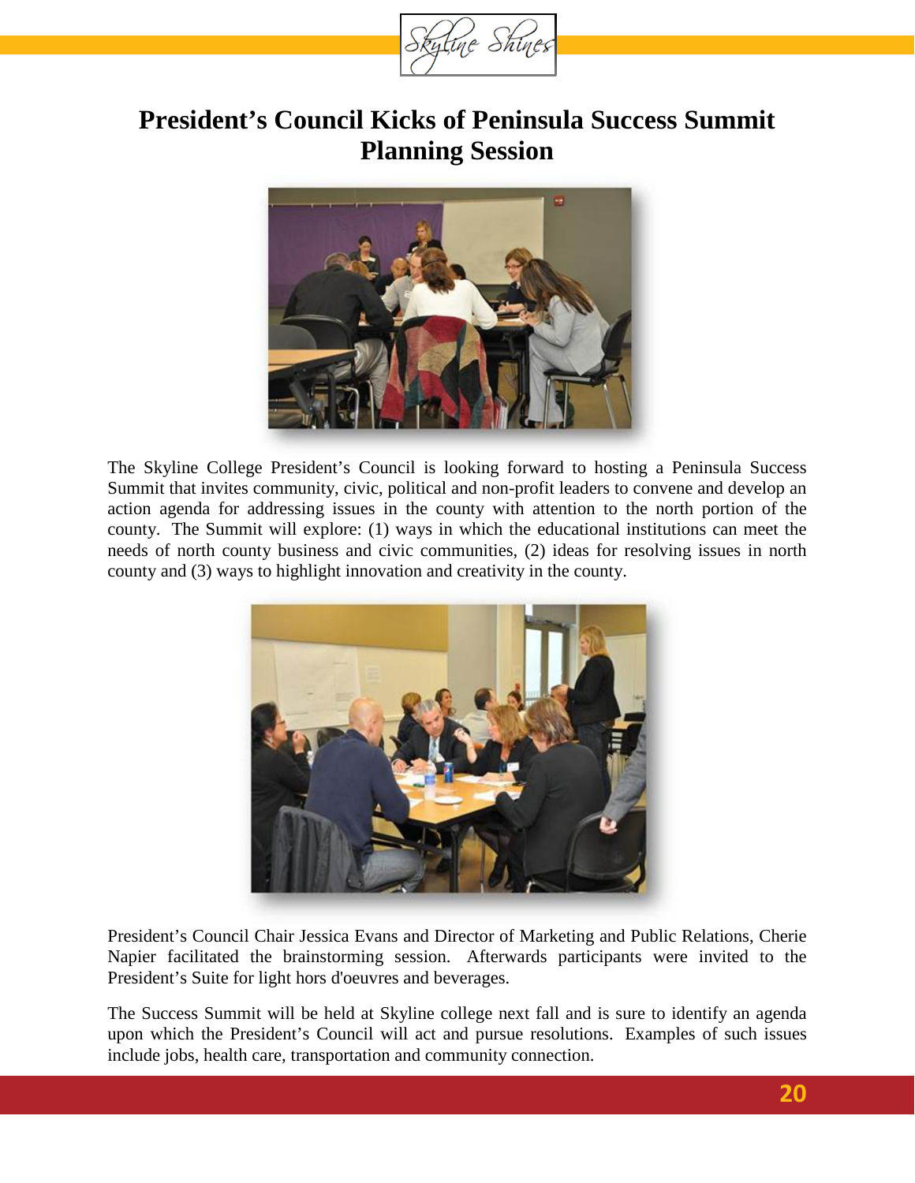# President's Council Kicks of Peninsula Success Summit Planning Session

The Skyline College President's Council is looking forward to hosting a Peninsula Success Summit that invites community, civic, political and non-profit leaders to convene and develop an action agenda for addressing issues in the county with attention to the north portion of the county. The Summit will explore: (1) ways in which the educational institutions can meet the needs of north county business and civic communities, (2) ideas for resolving issues in north county and (3) ways to highlight innovation and creativity in the county.

President's Council Chair Jessica Evans and Director of Marketing and Public Relations, Cherie Napier facilitated the brainstorming session. Afterwards participants were invited to the President's Suite for light hors d'oeuvres and beverages.

The Success Summit will be held at Skyline college next fall and is sure to identify an agenda upon which the President's Council will act and pursue resolutions. Examples of such issues include jobs, health care, transportation and community connection.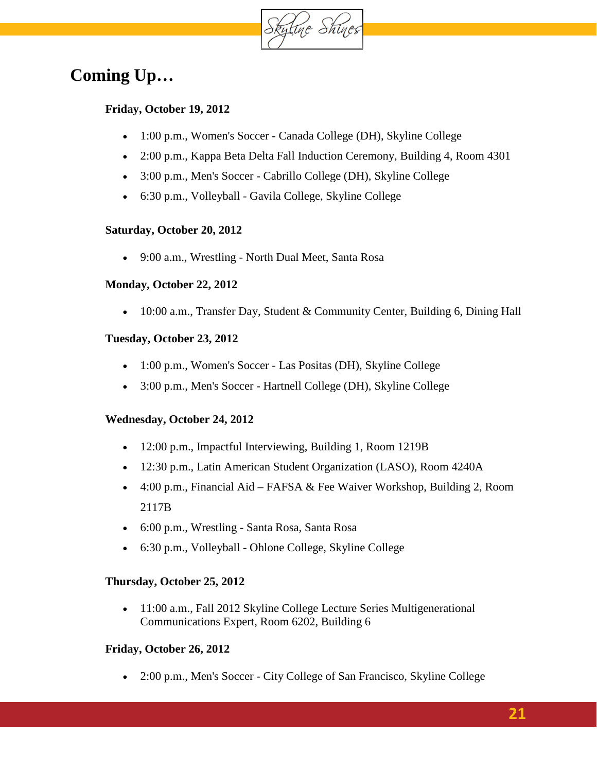## Coming Up…

**Friday, October 19, 2012**

- 1:00 p.m., Women's Soccer - Canada College (DH), Skyline College
- 2:00 p.m., Kappa Beta Delta Fall Induction Ceremony, Building 4, Room 4301
- 3:00 p.m., Men's Soccer - Cabrillo College (DH), Skyline College
- 6:30 p.m., Volleyball - Gavila College, Skyline College

**Saturday, October 20, 2012**

- 9:00 a.m., Wrestling - North Dual Meet, Santa Rosa

**Monday, October 22, 2012**

- 10:00 a.m., Transfer Day, Student & Community Center, Building 6, Dining Hall

**Tuesday, October 23, 2012**

- 1:00 p.m., Women's Soccer - Las Positas (DH), Skyline College
- 3:00 p.m., Men's Soccer - Hartnell College (DH), Skyline College

**Wednesday, October 24, 2012**

- 12:00 p.m., Impactful Interviewing, Building 1, Room 1219B
- 12:30 p.m., Latin American Student Organization (LASO), Room 4240A
- 4:00 p.m., Financial Aid – FAFSA & Fee Waiver Workshop, Building 2, Room 2117B
- 6:00 p.m., Wrestling - Santa Rosa, Santa Rosa
- 6:30 p.m., Volleyball - Ohlone College, Skyline College

**Thursday, October 25, 2012**

- 11:00 a.m., Fall 2012 Skyline College Lecture Series Multigenerational Communications Expert, Room 6202, Building 6

**Friday, October 26, 2012**

- 2:00 p.m., Men's Soccer - City College of San Francisco, Skyline College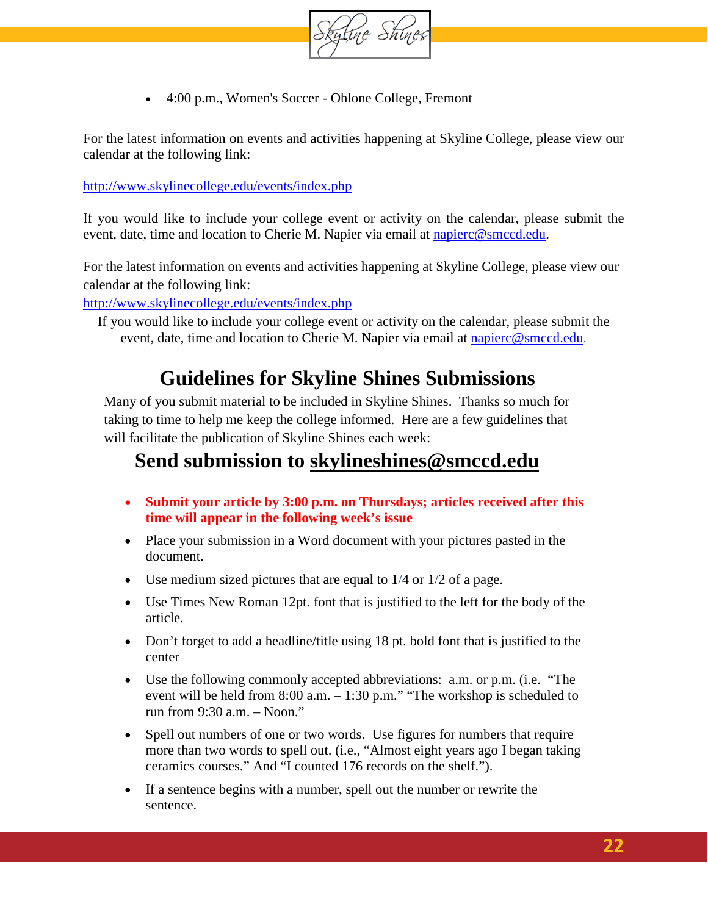- 4:00 p.m., Women's Soccer - Ohlone College, Fremont

For the latest information on events and activities happening at Skyline College, please view our calendar at the following link:

http://www.skylinecollege.edu/events/index.php

If you would like to include your college event or activity on the calendar, please submit the event, date, time and location to Cherie M. Napier via email at napierc@smccd.edu.

For the latest information on events and activities happening at Skyline College, please view our calendar at the following link:

http://www.skylinecollege.edu/events/index.php

If you would like to include your college event or activity on the calendar, please submit the event, date, time and location to Cherie M. Napier via email at napierc@smccd.edu.

# Guidelines for Skyline Shines Submissions

Many of you submit material to be included in Skyline Shines. Thanks so much for taking to time to help me keep the college informed. Here are a few guidelines that will facilitate the publication of Skyline Shines each week:

## Send submission to skylineshines@smccd.edu

- **Submit your article by 3:00 p.m. on Thursdays; articles received after this time will appear in the following week's issue**
- Place your submission in a Word document with your pictures pasted in the document.
- Use medium sized pictures that are equal to 1/4 or 1/2 of a page.
- Use Times New Roman 12pt. font that is justified to the left for the body of the article.
- Don't forget to add a headline/title using 18 pt. bold font that is justified to the center
- Use the following commonly accepted abbreviations: a.m. or p.m. (i.e. "The event will be held from 8:00 a.m. – 1:30 p.m." "The workshop is scheduled to run from 9:30 a.m. – Noon."
- Spell out numbers of one or two words. Use figures for numbers that require more than two words to spell out. (i.e., "Almost eight years ago I began taking ceramics courses." And "I counted 176 records on the shelf.").
- If a sentence begins with a number, spell out the number or rewrite the sentence.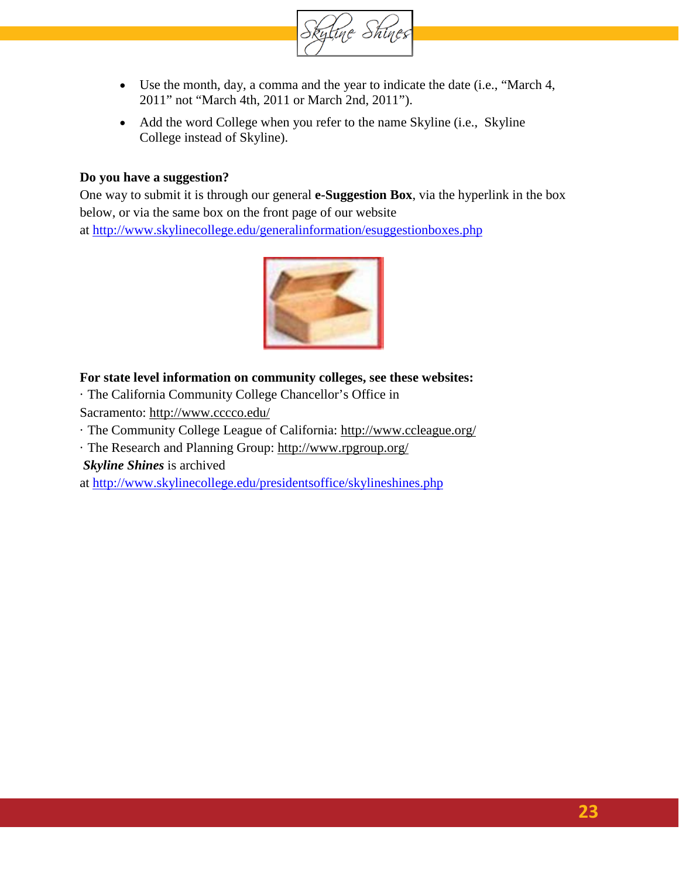- Use the month, day, a comma and the year to indicate the date (i.e., "March 4, 2011" not "March 4th, 2011 or March 2nd, 2011").
- Add the word College when you refer to the name Skyline (i.e., Skyline College instead of Skyline).

**Do you have a suggestion?**

One way to submit it is through our general **e-Suggestion Box**, via the hyperlink in the box below, or via the same box on the front page of our website at http://www.skylinecollege.edu/generalinformation/esuggestionboxes.php

**For state level information on community colleges, see these websites:**

· The California Community College Chancellor's Office in Sacramento: http://www.cccco.edu/

· The Community College League of California: http://www.ccleague.org/

· The Research and Planning Group: http://www.rpgroup.org/

***Skyline Shines*** is archived at http://www.skylinecollege.edu/presidentsoffice/skylineshines.php